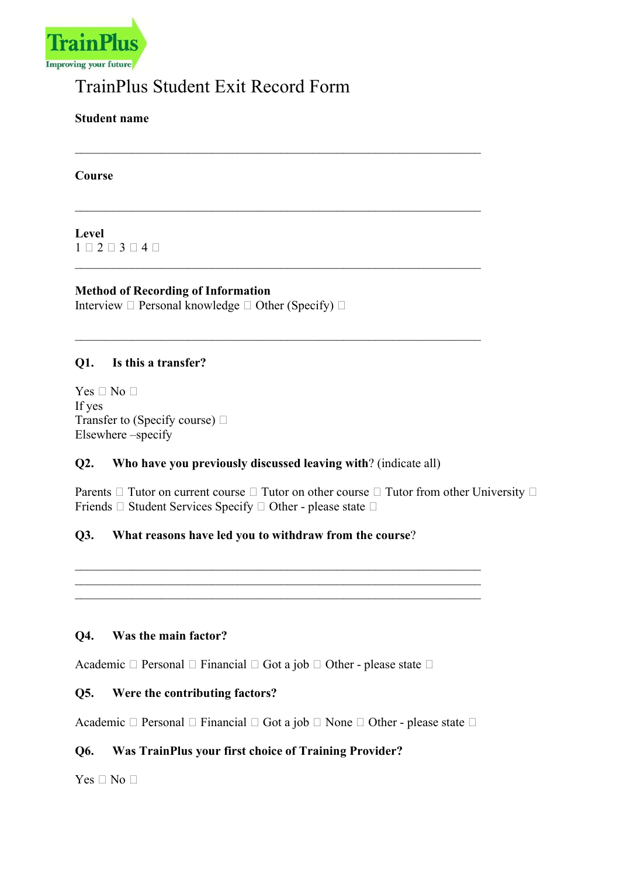TrainPlus
Improving your future

# TrainPlus Student Exit Record Form

**Student name**

\_\_\_\_\_\_\_\_\_\_\_\_\_\_\_\_\_\_\_\_\_\_\_\_\_\_\_\_\_\_\_\_\_\_\_\_\_\_\_\_\_\_\_\_\_\_\_\_\_\_\_\_\_\_\_\_\_\_\_\_

**Course**

\_\_\_\_\_\_\_\_\_\_\_\_\_\_\_\_\_\_\_\_\_\_\_\_\_\_\_\_\_\_\_\_\_\_\_\_\_\_\_\_\_\_\_\_\_\_\_\_\_\_\_\_\_\_\_\_\_\_\_\_

**Level**
1 ☐ 2 ☐ 3 ☐ 4 ☐

\_\_\_\_\_\_\_\_\_\_\_\_\_\_\_\_\_\_\_\_\_\_\_\_\_\_\_\_\_\_\_\_\_\_\_\_\_\_\_\_\_\_\_\_\_\_\_\_\_\_\_\_\_\_\_\_\_\_\_\_

**Method of Recording of Information**
Interview ☐ Personal knowledge ☐ Other (Specify) ☐

\_\_\_\_\_\_\_\_\_\_\_\_\_\_\_\_\_\_\_\_\_\_\_\_\_\_\_\_\_\_\_\_\_\_\_\_\_\_\_\_\_\_\_\_\_\_\_\_\_\_\_\_\_\_\_\_\_\_\_\_

**Q1. Is this a transfer?**

Yes ☐ No ☐
If yes
Transfer to (Specify course) ☐
Elsewhere –specify

**Q2. Who have you previously discussed leaving with**? (indicate all)

Parents ☐ Tutor on current course ☐ Tutor on other course ☐ Tutor from other University ☐
Friends ☐ Student Services Specify ☐ Other - please state ☐

**Q3. What reasons have led you to withdraw from the course**?

\_\_\_\_\_\_\_\_\_\_\_\_\_\_\_\_\_\_\_\_\_\_\_\_\_\_\_\_\_\_\_\_\_\_\_\_\_\_\_\_\_\_\_\_\_\_\_\_\_\_\_\_\_\_\_\_\_\_\_\_
\_\_\_\_\_\_\_\_\_\_\_\_\_\_\_\_\_\_\_\_\_\_\_\_\_\_\_\_\_\_\_\_\_\_\_\_\_\_\_\_\_\_\_\_\_\_\_\_\_\_\_\_\_\_\_\_\_\_\_\_
\_\_\_\_\_\_\_\_\_\_\_\_\_\_\_\_\_\_\_\_\_\_\_\_\_\_\_\_\_\_\_\_\_\_\_\_\_\_\_\_\_\_\_\_\_\_\_\_\_\_\_\_\_\_\_\_\_\_\_\_

**Q4. Was the main factor?**

Academic ☐ Personal ☐ Financial ☐ Got a job ☐ Other - please state ☐

**Q5. Were the contributing factors?**

Academic ☐ Personal ☐ Financial ☐ Got a job ☐ None ☐ Other - please state ☐

**Q6. Was TrainPlus your first choice of Training Provider?**

Yes ☐ No ☐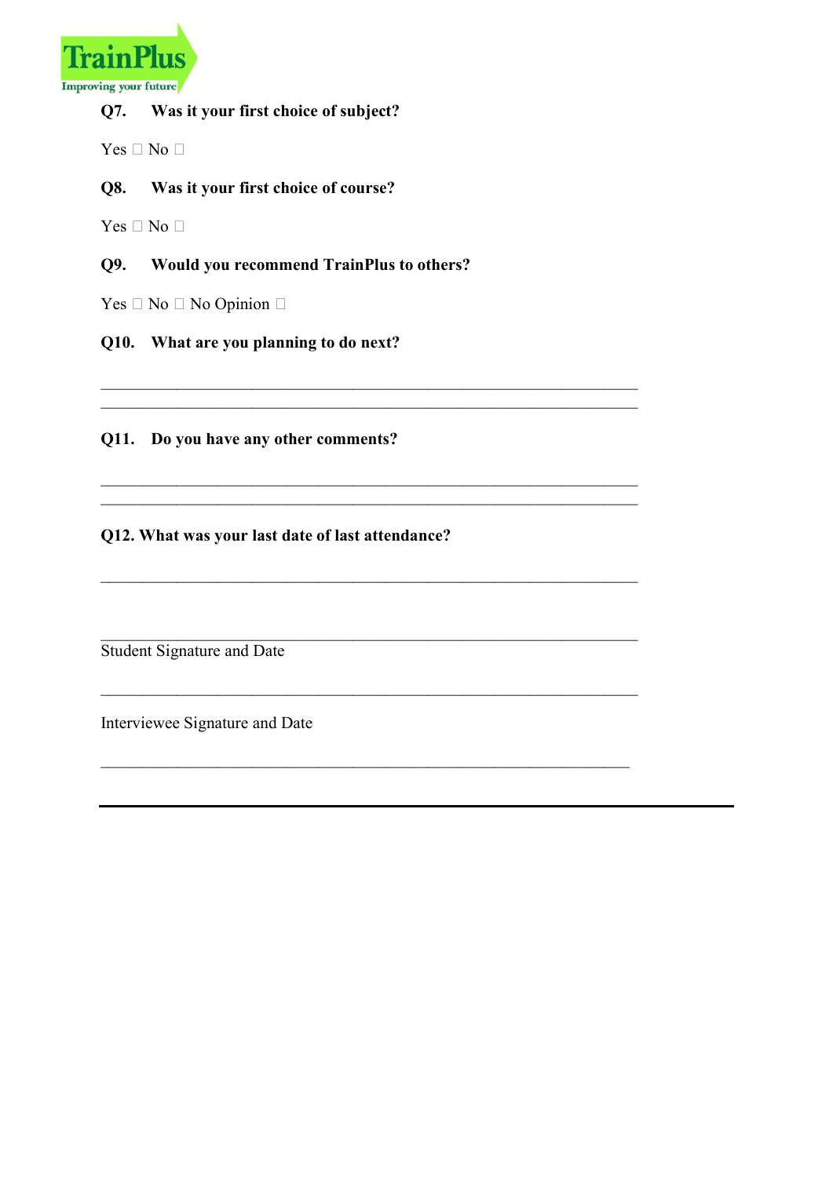TrainPlus
Improving your future

**Q7. Was it your first choice of subject?**

Yes ☐ No ☐

**Q8. Was it your first choice of course?**

Yes ☐ No ☐

**Q9. Would you recommend TrainPlus to others?**

Yes ☐ No ☐ No Opinion ☐

**Q10. What are you planning to do next?**

_________________________________________________________________
_________________________________________________________________

**Q11. Do you have any other comments?**

_________________________________________________________________
_________________________________________________________________

**Q12. What was your last date of last attendance?**

_________________________________________________________________

_________________________________________________________________
Student Signature and Date

_________________________________________________________________

Interviewee Signature and Date

_________________________________________________________________